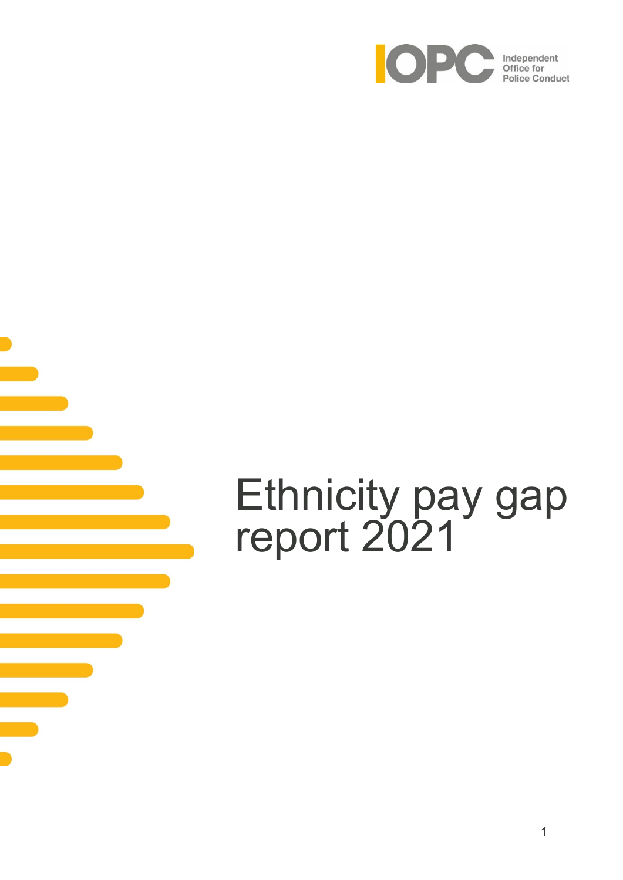Independent Office for Police Conduct

# Ethnicity pay gap report 2021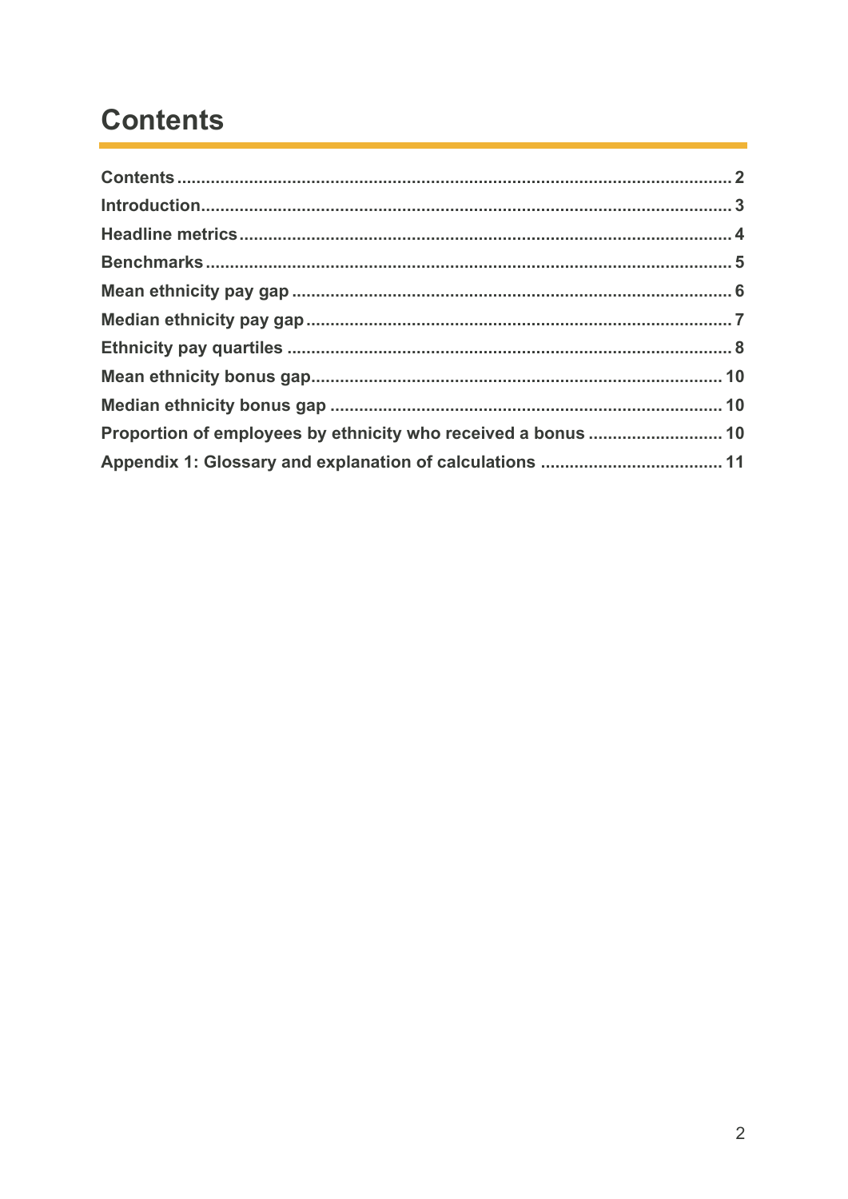# Contents

**Contents** .......................................................................................................... **2**

**Introduction** ...................................................................................................... **3**

**Headline metrics** .............................................................................................. **4**

**Benchmarks** ..................................................................................................... **5**

**Mean ethnicity pay gap** ................................................................................... **6**

**Median ethnicity pay gap** ................................................................................ **7**

**Ethnicity pay quartiles** .................................................................................... **8**

**Mean ethnicity bonus gap** .............................................................................. **10**

**Median ethnicity bonus gap** ........................................................................... **10**

**Proportion of employees by ethnicity who received a bonus** ........................ **10**

**Appendix 1: Glossary and explanation of calculations** ................................... **11**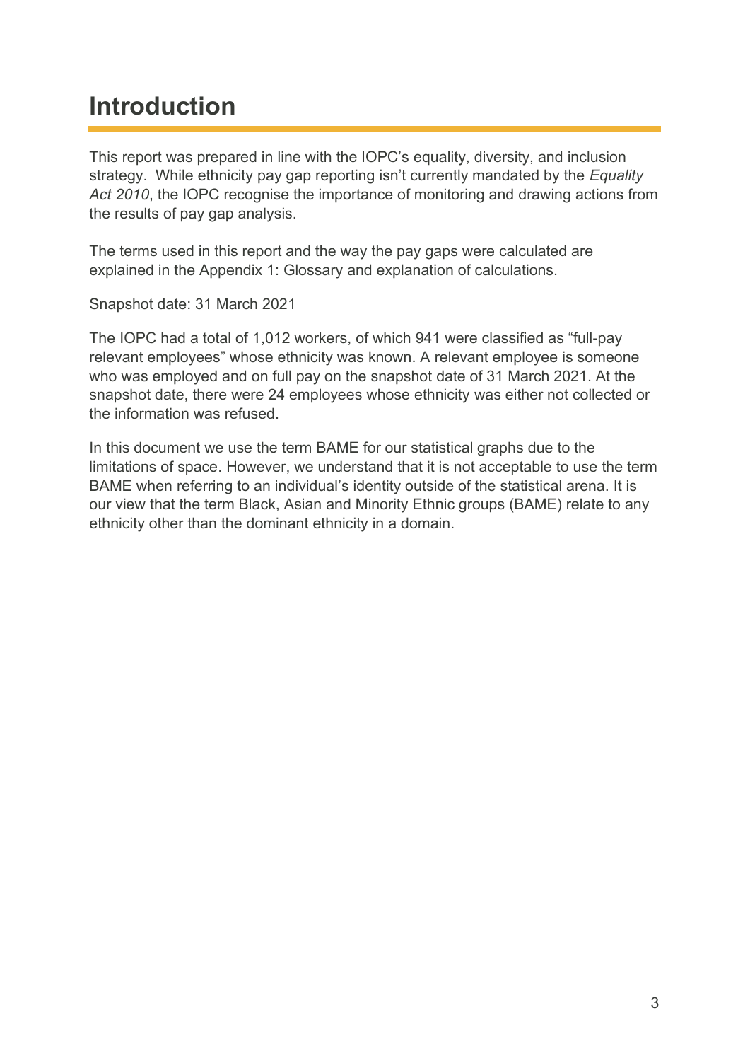# Introduction

This report was prepared in line with the IOPC's equality, diversity, and inclusion strategy. While ethnicity pay gap reporting isn't currently mandated by the *Equality Act 2010*, the IOPC recognise the importance of monitoring and drawing actions from the results of pay gap analysis.

The terms used in this report and the way the pay gaps were calculated are explained in the Appendix 1: Glossary and explanation of calculations.

Snapshot date: 31 March 2021

The IOPC had a total of 1,012 workers, of which 941 were classified as "full-pay relevant employees" whose ethnicity was known. A relevant employee is someone who was employed and on full pay on the snapshot date of 31 March 2021. At the snapshot date, there were 24 employees whose ethnicity was either not collected or the information was refused.

In this document we use the term BAME for our statistical graphs due to the limitations of space. However, we understand that it is not acceptable to use the term BAME when referring to an individual's identity outside of the statistical arena. It is our view that the term Black, Asian and Minority Ethnic groups (BAME) relate to any ethnicity other than the dominant ethnicity in a domain.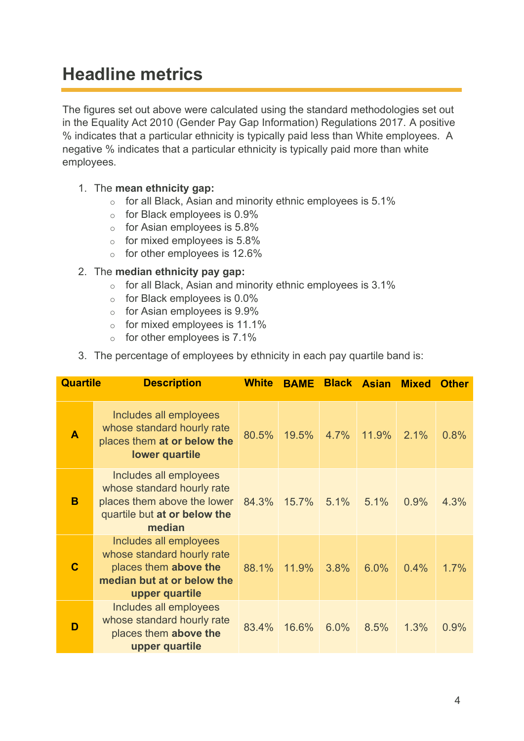## Headline metrics

The figures set out above were calculated using the standard methodologies set out in the Equality Act 2010 (Gender Pay Gap Information) Regulations 2017. A positive % indicates that a particular ethnicity is typically paid less than White employees. A negative % indicates that a particular ethnicity is typically paid more than white employees.

1. The **mean ethnicity gap:**
   - for all Black, Asian and minority ethnic employees is 5.1%
   - for Black employees is 0.9%
   - for Asian employees is 5.8%
   - for mixed employees is 5.8%
   - for other employees is 12.6%
2. The **median ethnicity pay gap:**
   - for all Black, Asian and minority ethnic employees is 3.1%
   - for Black employees is 0.0%
   - for Asian employees is 9.9%
   - for mixed employees is 11.1%
   - for other employees is 7.1%
3. The percentage of employees by ethnicity in each pay quartile band is:

| Quartile | Description | White | BAME | Black | Asian | Mixed | Other |
|---|---|---|---|---|---|---|---|
| **A** | Includes all employees whose standard hourly rate places them **at or below the lower quartile** | 80.5% | 19.5% | 4.7% | 11.9% | 2.1% | 0.8% |
| **B** | Includes all employees whose standard hourly rate places them above the lower quartile but **at or below the median** | 84.3% | 15.7% | 5.1% | 5.1% | 0.9% | 4.3% |
| **C** | Includes all employees whose standard hourly rate places them **above the median but at or below the upper quartile** | 88.1% | 11.9% | 3.8% | 6.0% | 0.4% | 1.7% |
| **D** | Includes all employees whose standard hourly rate places them **above the upper quartile** | 83.4% | 16.6% | 6.0% | 8.5% | 1.3% | 0.9% |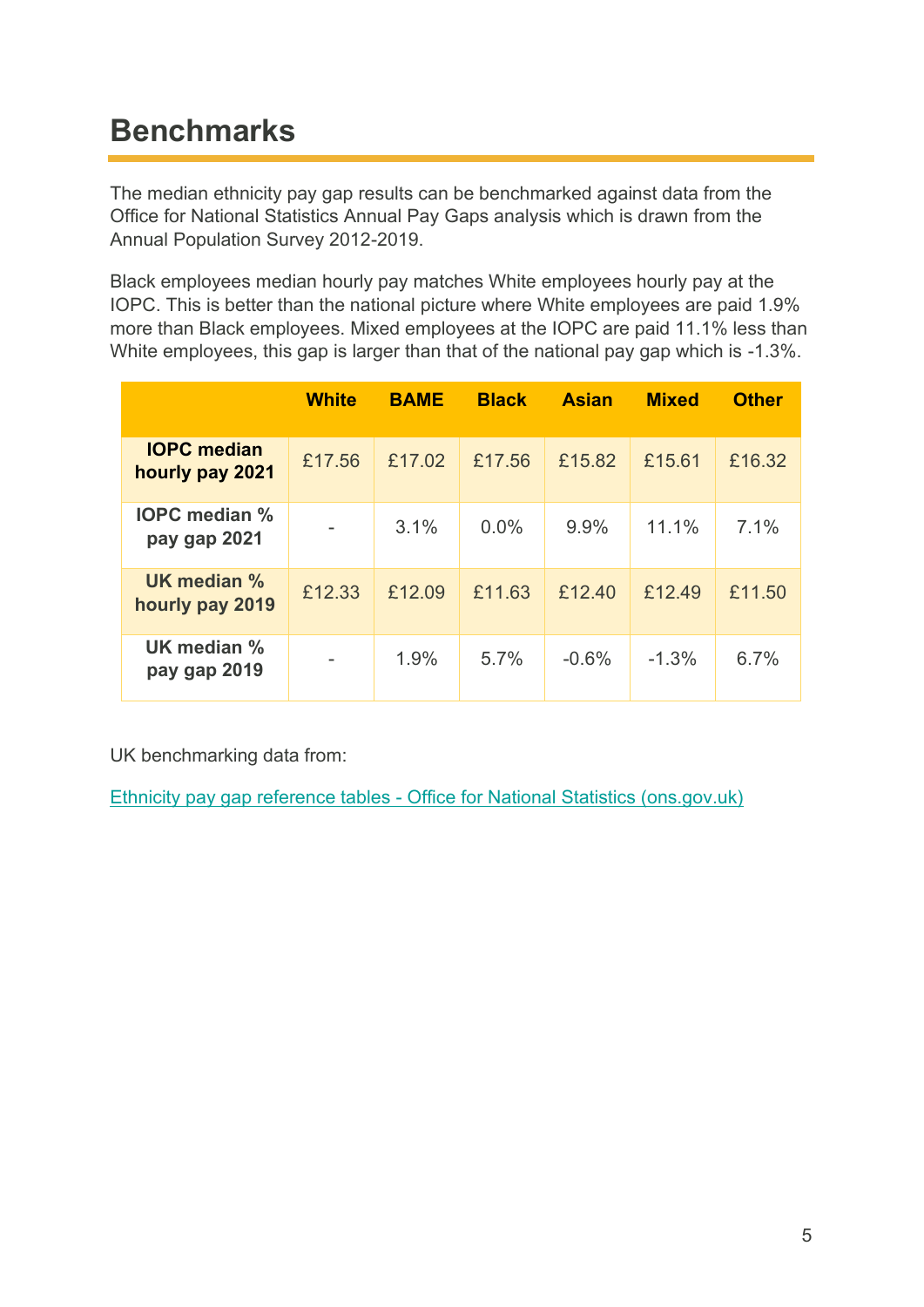## Benchmarks

The median ethnicity pay gap results can be benchmarked against data from the Office for National Statistics Annual Pay Gaps analysis which is drawn from the Annual Population Survey 2012-2019.

Black employees median hourly pay matches White employees hourly pay at the IOPC. This is better than the national picture where White employees are paid 1.9% more than Black employees. Mixed employees at the IOPC are paid 11.1% less than White employees, this gap is larger than that of the national pay gap which is -1.3%.

| | White | BAME | Black | Asian | Mixed | Other |
|---|---|---|---|---|---|---|
| **IOPC median hourly pay 2021** | £17.56 | £17.02 | £17.56 | £15.82 | £15.61 | £16.32 |
| **IOPC median % pay gap 2021** | - | 3.1% | 0.0% | 9.9% | 11.1% | 7.1% |
| **UK median % hourly pay 2019** | £12.33 | £12.09 | £11.63 | £12.40 | £12.49 | £11.50 |
| **UK median % pay gap 2019** | - | 1.9% | 5.7% | -0.6% | -1.3% | 6.7% |

UK benchmarking data from:

[Ethnicity pay gap reference tables - Office for National Statistics (ons.gov.uk)](https://www.ons.gov.uk)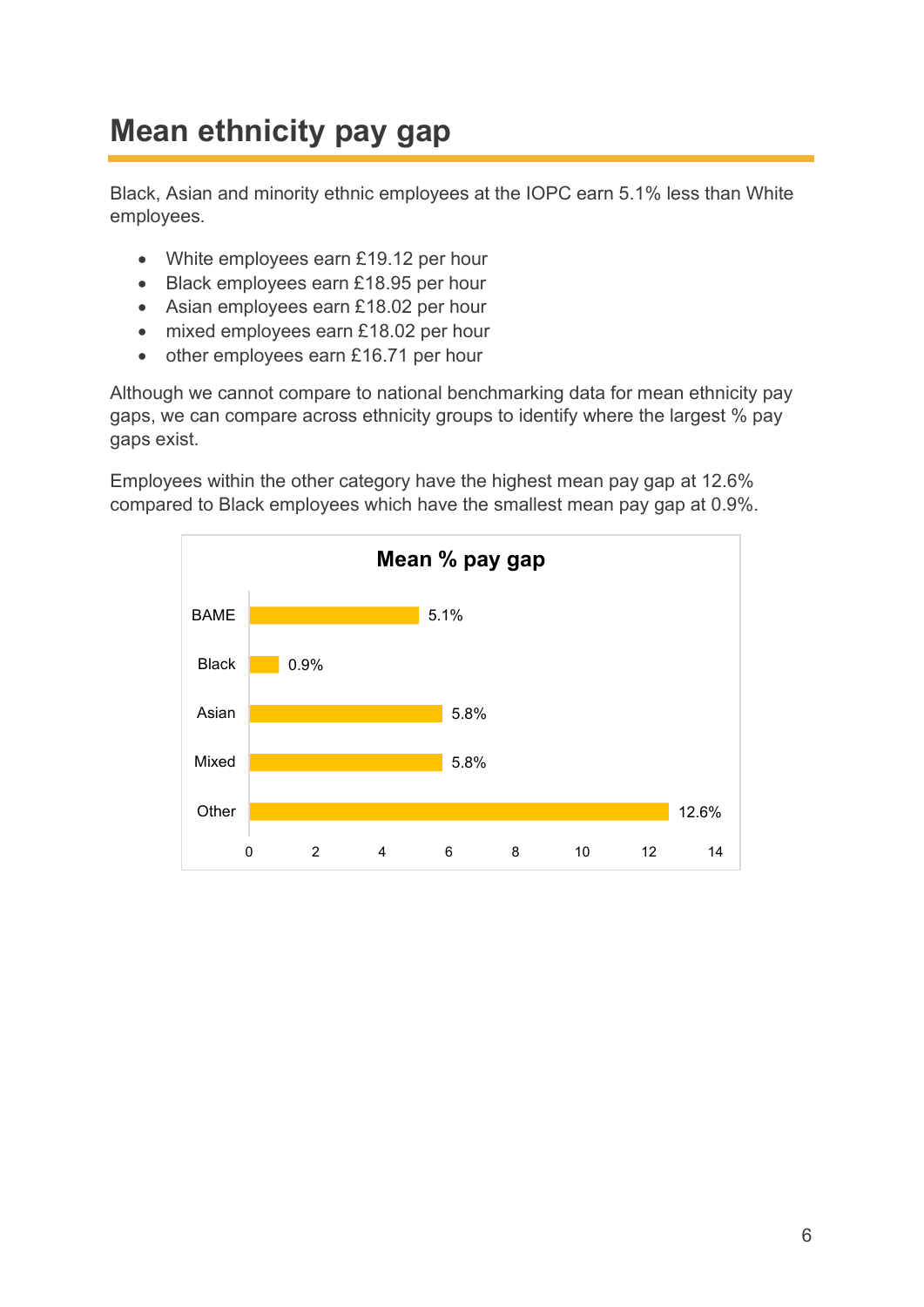# Mean ethnicity pay gap

Black, Asian and minority ethnic employees at the IOPC earn 5.1% less than White employees.

- White employees earn £19.12 per hour
- Black employees earn £18.95 per hour
- Asian employees earn £18.02 per hour
- mixed employees earn £18.02 per hour
- other employees earn £16.71 per hour

Although we cannot compare to national benchmarking data for mean ethnicity pay gaps, we can compare across ethnicity groups to identify where the largest % pay gaps exist.

Employees within the other category have the highest mean pay gap at 12.6% compared to Black employees which have the smallest mean pay gap at 0.9%.

**Mean % pay gap**

| Group | Mean % pay gap |
|---|---|
| BAME | 5.1% |
| Black | 0.9% |
| Asian | 5.8% |
| Mixed | 5.8% |
| Other | 12.6% |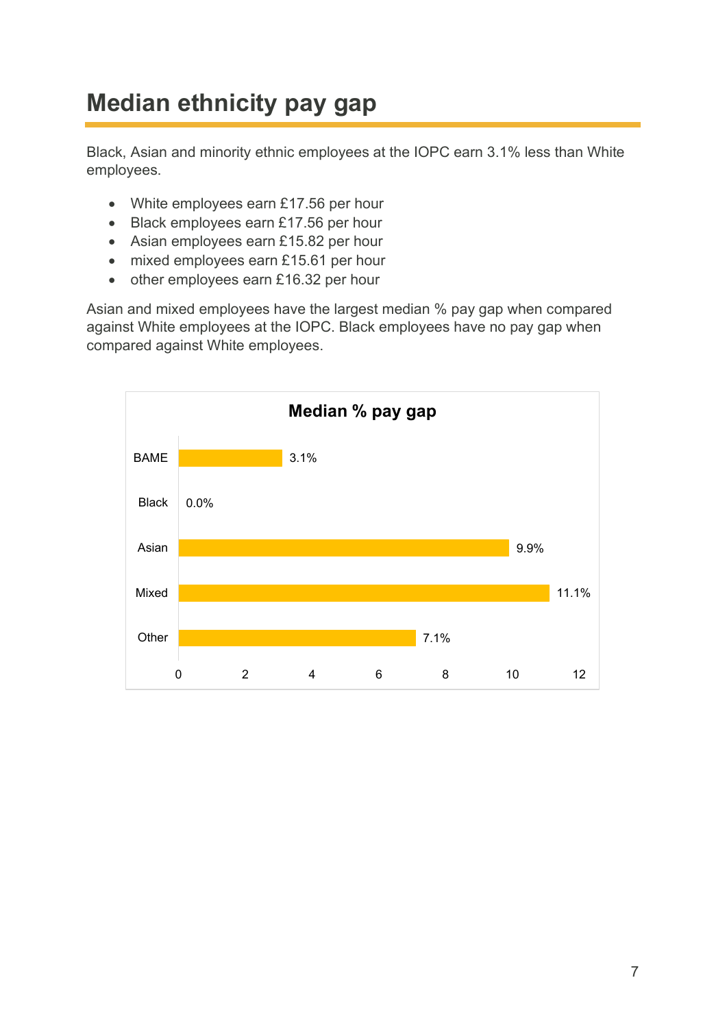# Median ethnicity pay gap

Black, Asian and minority ethnic employees at the IOPC earn 3.1% less than White employees.

- White employees earn £17.56 per hour
- Black employees earn £17.56 per hour
- Asian employees earn £15.82 per hour
- mixed employees earn £15.61 per hour
- other employees earn £16.32 per hour

Asian and mixed employees have the largest median % pay gap when compared against White employees at the IOPC. Black employees have no pay gap when compared against White employees.

**Median % pay gap**

| Group | Median % pay gap |
|---|---|
| BAME | 3.1% |
| Black | 0.0% |
| Asian | 9.9% |
| Mixed | 11.1% |
| Other | 7.1% |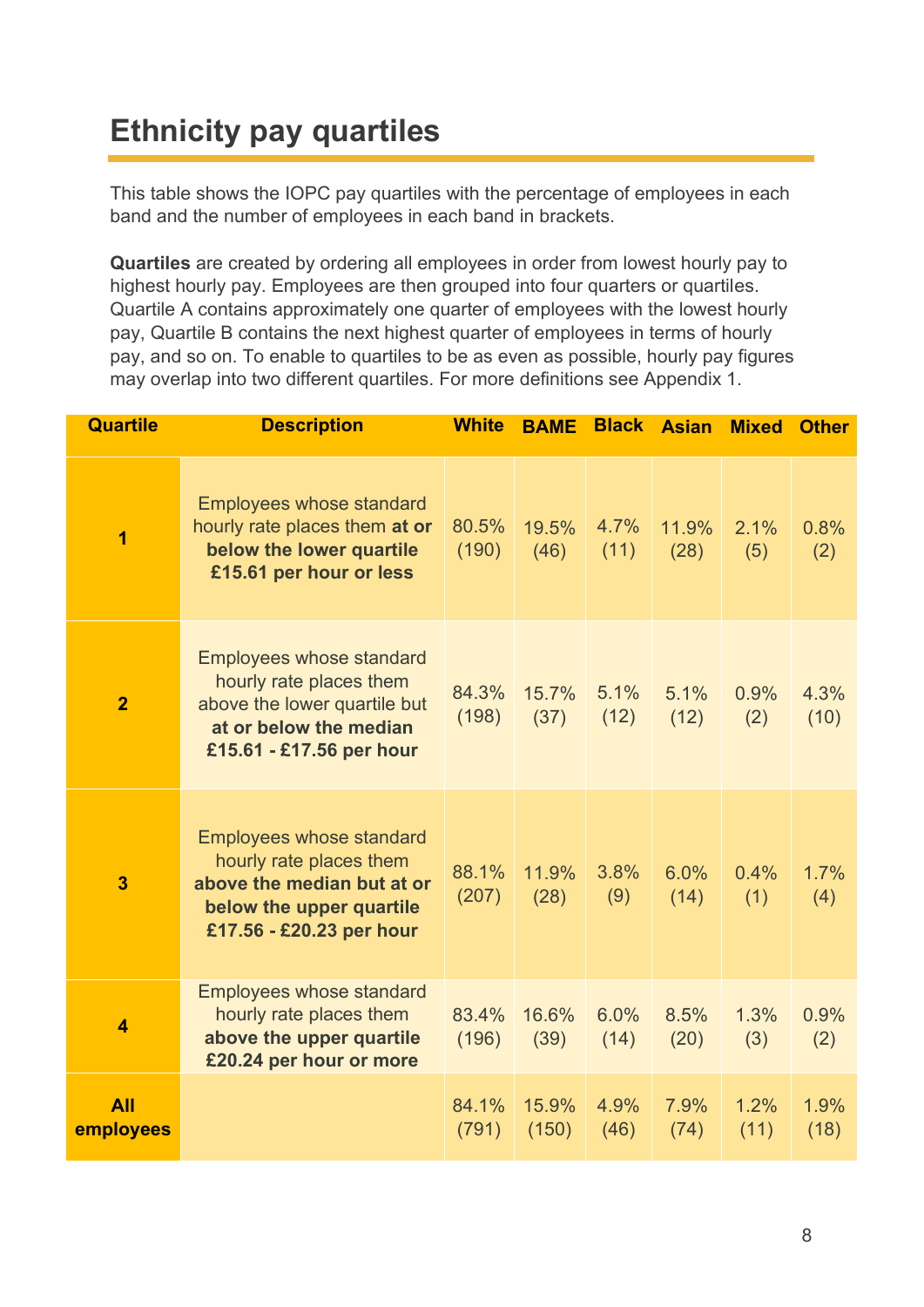# Ethnicity pay quartiles

This table shows the IOPC pay quartiles with the percentage of employees in each band and the number of employees in each band in brackets.

**Quartiles** are created by ordering all employees in order from lowest hourly pay to highest hourly pay. Employees are then grouped into four quarters or quartiles. Quartile A contains approximately one quarter of employees with the lowest hourly pay, Quartile B contains the next highest quarter of employees in terms of hourly pay, and so on. To enable to quartiles to be as even as possible, hourly pay figures may overlap into two different quartiles. For more definitions see Appendix 1.

| Quartile | Description | White | BAME | Black | Asian | Mixed | Other |
|---|---|---|---|---|---|---|---|
| **1** | Employees whose standard hourly rate places them **at or below the lower quartile £15.61 per hour or less** | 80.5% (190) | 19.5% (46) | 4.7% (11) | 11.9% (28) | 2.1% (5) | 0.8% (2) |
| **2** | Employees whose standard hourly rate places them above the lower quartile but **at or below the median £15.61 - £17.56 per hour** | 84.3% (198) | 15.7% (37) | 5.1% (12) | 5.1% (12) | 0.9% (2) | 4.3% (10) |
| **3** | Employees whose standard hourly rate places them **above the median but at or below the upper quartile £17.56 - £20.23 per hour** | 88.1% (207) | 11.9% (28) | 3.8% (9) | 6.0% (14) | 0.4% (1) | 1.7% (4) |
| **4** | Employees whose standard hourly rate places them **above the upper quartile £20.24 per hour or more** | 83.4% (196) | 16.6% (39) | 6.0% (14) | 8.5% (20) | 1.3% (3) | 0.9% (2) |
| **All employees** | | 84.1% (791) | 15.9% (150) | 4.9% (46) | 7.9% (74) | 1.2% (11) | 1.9% (18) |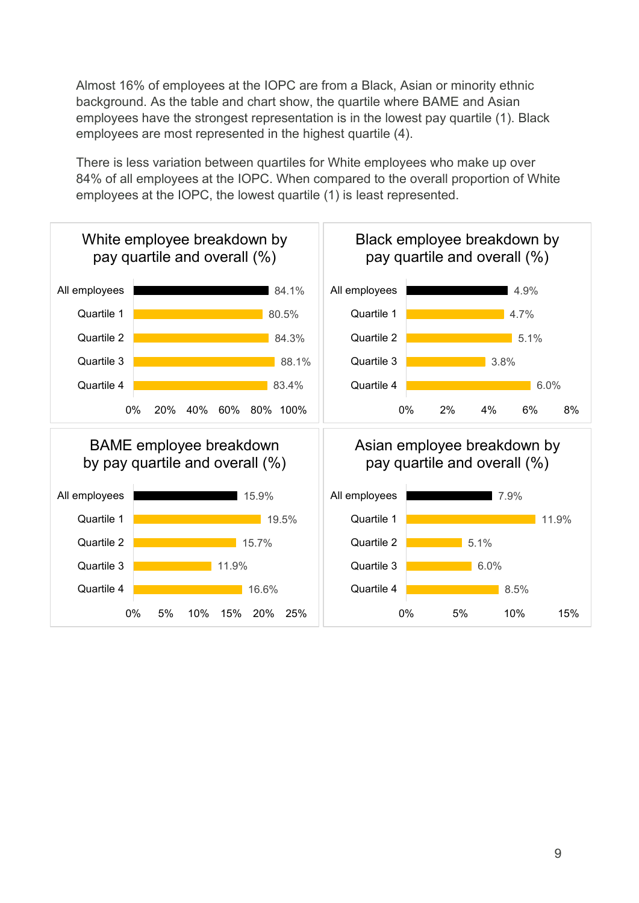Almost 16% of employees at the IOPC are from a Black, Asian or minority ethnic background. As the table and chart show, the quartile where BAME and Asian employees have the strongest representation is in the lowest pay quartile (1). Black employees are most represented in the highest quartile (4).

There is less variation between quartiles for White employees who make up over 84% of all employees at the IOPC. When compared to the overall proportion of White employees at the IOPC, the lowest quartile (1) is least represented.

**White employee breakdown by pay quartile and overall (%)**

| | % |
|---|---|
| All employees | 84.1% |
| Quartile 1 | 80.5% |
| Quartile 2 | 84.3% |
| Quartile 3 | 88.1% |
| Quartile 4 | 83.4% |

**Black employee breakdown by pay quartile and overall (%)**

| | % |
|---|---|
| All employees | 4.9% |
| Quartile 1 | 4.7% |
| Quartile 2 | 5.1% |
| Quartile 3 | 3.8% |
| Quartile 4 | 6.0% |

**BAME employee breakdown by pay quartile and overall (%)**

| | % |
|---|---|
| All employees | 15.9% |
| Quartile 1 | 19.5% |
| Quartile 2 | 15.7% |
| Quartile 3 | 11.9% |
| Quartile 4 | 16.6% |

**Asian employee breakdown by pay quartile and overall (%)**

| | % |
|---|---|
| All employees | 7.9% |
| Quartile 1 | 11.9% |
| Quartile 2 | 5.1% |
| Quartile 3 | 6.0% |
| Quartile 4 | 8.5% |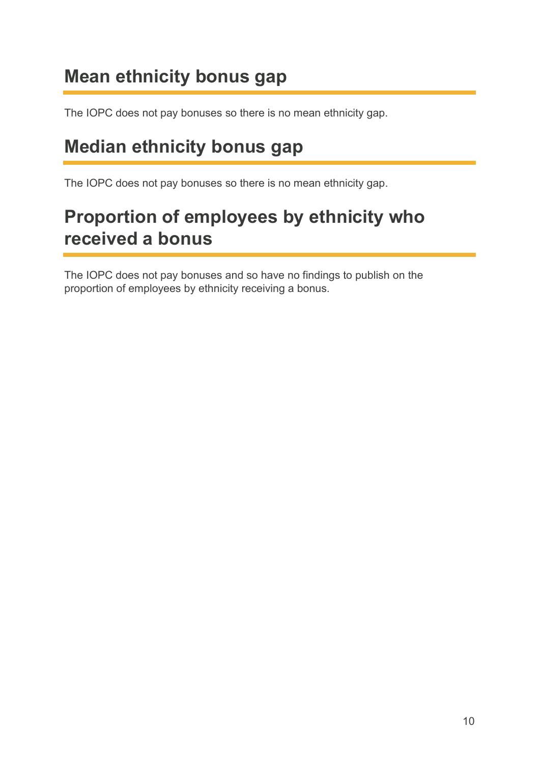## Mean ethnicity bonus gap

The IOPC does not pay bonuses so there is no mean ethnicity gap.

## Median ethnicity bonus gap

The IOPC does not pay bonuses so there is no mean ethnicity gap.

## Proportion of employees by ethnicity who received a bonus

The IOPC does not pay bonuses and so have no findings to publish on the proportion of employees by ethnicity receiving a bonus.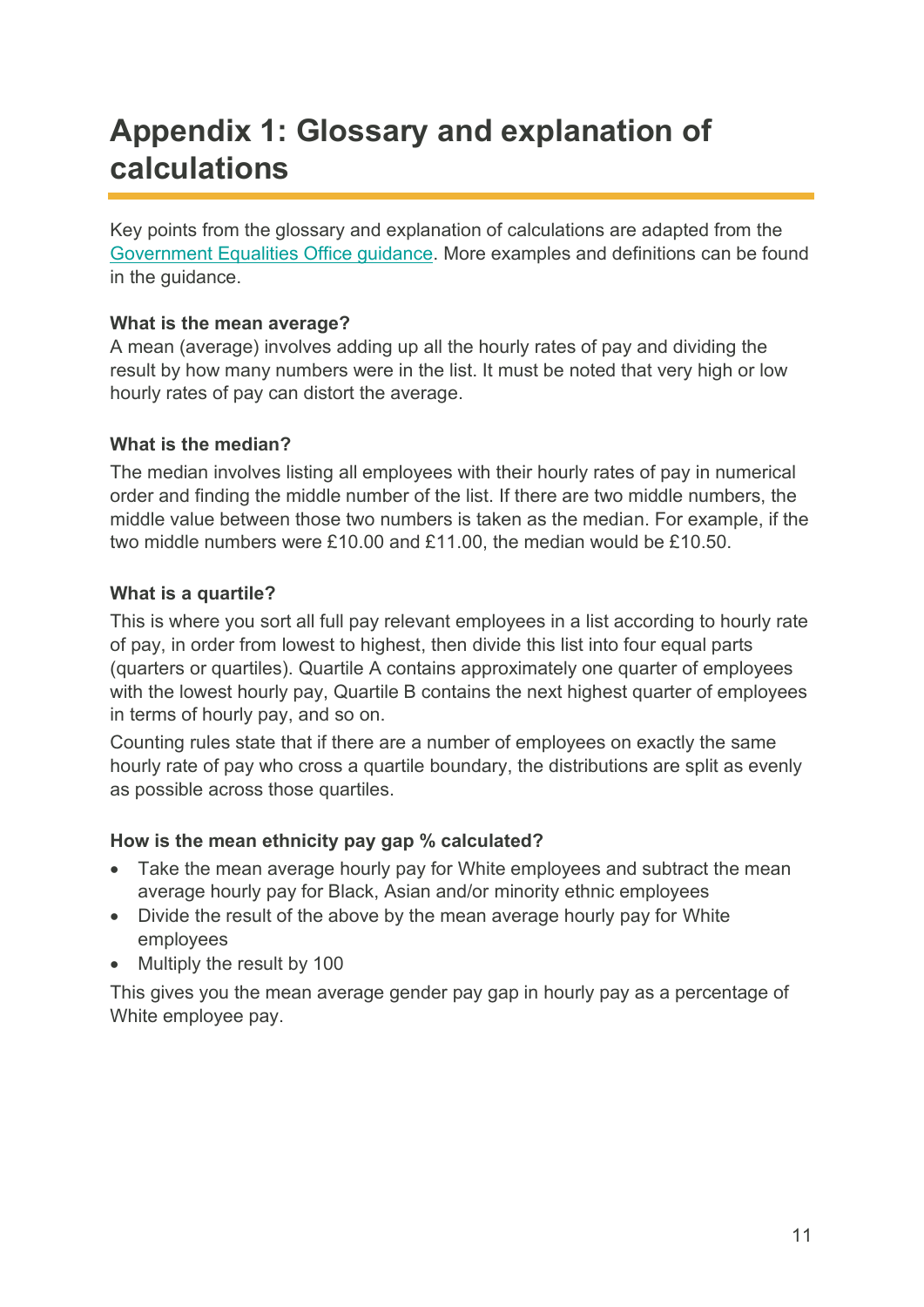# Appendix 1: Glossary and explanation of calculations

Key points from the glossary and explanation of calculations are adapted from the Government Equalities Office guidance. More examples and definitions can be found in the guidance.

**What is the mean average?**

A mean (average) involves adding up all the hourly rates of pay and dividing the result by how many numbers were in the list. It must be noted that very high or low hourly rates of pay can distort the average.

**What is the median?**

The median involves listing all employees with their hourly rates of pay in numerical order and finding the middle number of the list. If there are two middle numbers, the middle value between those two numbers is taken as the median. For example, if the two middle numbers were £10.00 and £11.00, the median would be £10.50.

**What is a quartile?**

This is where you sort all full pay relevant employees in a list according to hourly rate of pay, in order from lowest to highest, then divide this list into four equal parts (quarters or quartiles). Quartile A contains approximately one quarter of employees with the lowest hourly pay, Quartile B contains the next highest quarter of employees in terms of hourly pay, and so on.

Counting rules state that if there are a number of employees on exactly the same hourly rate of pay who cross a quartile boundary, the distributions are split as evenly as possible across those quartiles.

**How is the mean ethnicity pay gap % calculated?**

- Take the mean average hourly pay for White employees and subtract the mean average hourly pay for Black, Asian and/or minority ethnic employees
- Divide the result of the above by the mean average hourly pay for White employees
- Multiply the result by 100

This gives you the mean average gender pay gap in hourly pay as a percentage of White employee pay.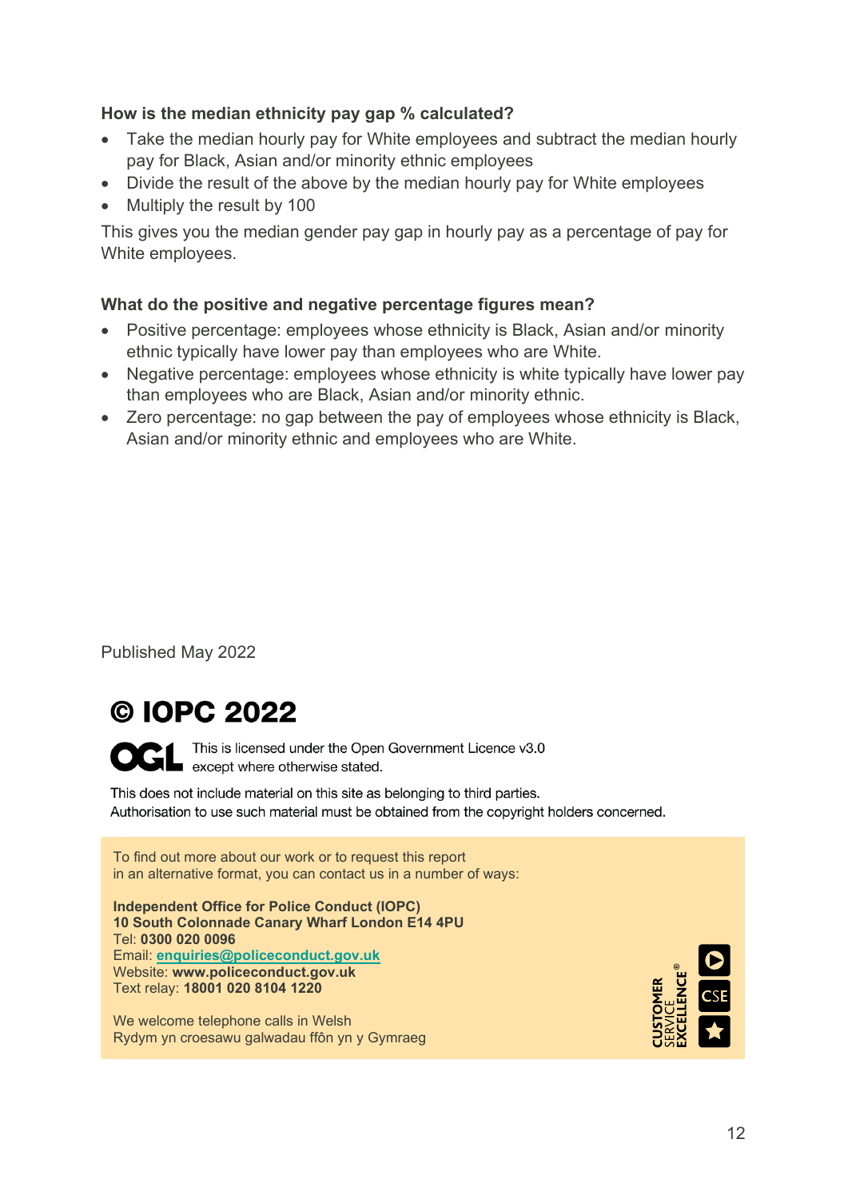### How is the median ethnicity pay gap % calculated?

- Take the median hourly pay for White employees and subtract the median hourly pay for Black, Asian and/or minority ethnic employees
- Divide the result of the above by the median hourly pay for White employees
- Multiply the result by 100

This gives you the median gender pay gap in hourly pay as a percentage of pay for White employees.

### What do the positive and negative percentage figures mean?

- Positive percentage: employees whose ethnicity is Black, Asian and/or minority ethnic typically have lower pay than employees who are White.
- Negative percentage: employees whose ethnicity is white typically have lower pay than employees who are Black, Asian and/or minority ethnic.
- Zero percentage: no gap between the pay of employees whose ethnicity is Black, Asian and/or minority ethnic and employees who are White.

Published May 2022

**© IOPC 2022**

OGL This is licensed under the Open Government Licence v3.0 except where otherwise stated.

This does not include material on this site as belonging to third parties. Authorisation to use such material must be obtained from the copyright holders concerned.

To find out more about our work or to request this report in an alternative format, you can contact us in a number of ways:

**Independent Office for Police Conduct (IOPC)**
**10 South Colonnade Canary Wharf London E14 4PU**
Tel: **0300 020 0096**
Email: **enquiries@policeconduct.gov.uk**
Website: **www.policeconduct.gov.uk**
Text relay: **18001 020 8104 1220**

We welcome telephone calls in Welsh
Rydym yn croesawu galwadau ffôn yn y Gymraeg

CUSTOMER SERVICE EXCELLENCE® CSE